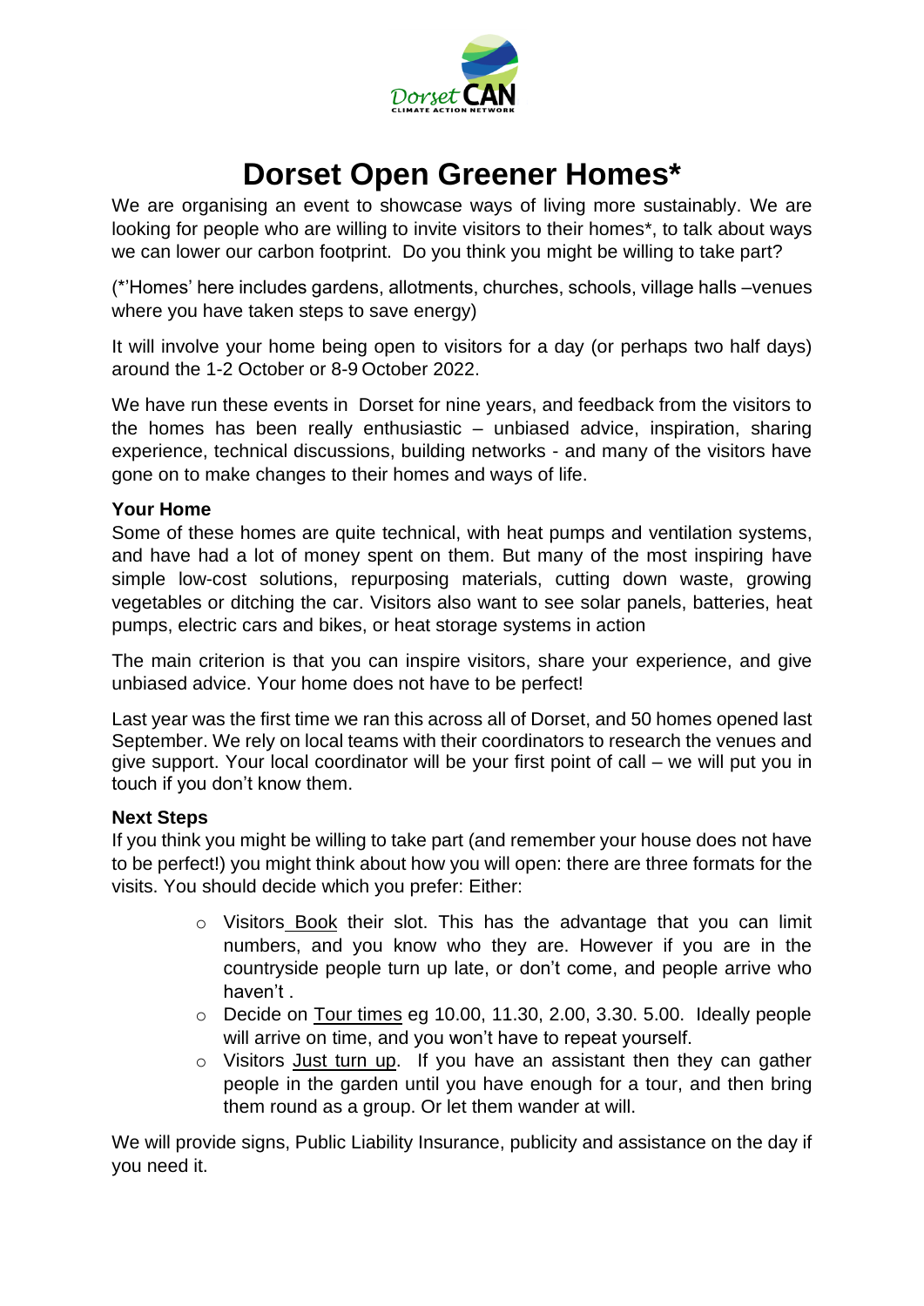# Dorset Open Greener Homes*

We are organising an event to showcase ways of living more sustainably. We are looking for people who are willing to invite visitors to their homes*, to talk about ways we can lower our carbon footprint. Do you think you might be willing to take part?

(*'Homes' here includes gardens, allotments, churches, schools, village halls –venues where you have taken steps to save energy)

It will involve your home being open to visitors for a day (or perhaps two half days) around the 1-2 October or 8-9 October 2022.

We have run these events in Dorset for nine years, and feedback from the visitors to the homes has been really enthusiastic – unbiased advice, inspiration, sharing experience, technical discussions, building networks - and many of the visitors have gone on to make changes to their homes and ways of life.

**Your Home**

Some of these homes are quite technical, with heat pumps and ventilation systems, and have had a lot of money spent on them. But many of the most inspiring have simple low-cost solutions, repurposing materials, cutting down waste, growing vegetables or ditching the car. Visitors also want to see solar panels, batteries, heat pumps, electric cars and bikes, or heat storage systems in action

The main criterion is that you can inspire visitors, share your experience, and give unbiased advice. Your home does not have to be perfect!

Last year was the first time we ran this across all of Dorset, and 50 homes opened last September. We rely on local teams with their coordinators to research the venues and give support. Your local coordinator will be your first point of call – we will put you in touch if you don't know them.

**Next Steps**

If you think you might be willing to take part (and remember your house does not have to be perfect!) you might think about how you will open: there are three formats for the visits. You should decide which you prefer: Either:

- Visitors Book their slot. This has the advantage that you can limit numbers, and you know who they are. However if you are in the countryside people turn up late, or don't come, and people arrive who haven't .
- Decide on Tour times eg 10.00, 11.30, 2.00, 3.30. 5.00. Ideally people will arrive on time, and you won't have to repeat yourself.
- Visitors Just turn up. If you have an assistant then they can gather people in the garden until you have enough for a tour, and then bring them round as a group. Or let them wander at will.

We will provide signs, Public Liability Insurance, publicity and assistance on the day if you need it.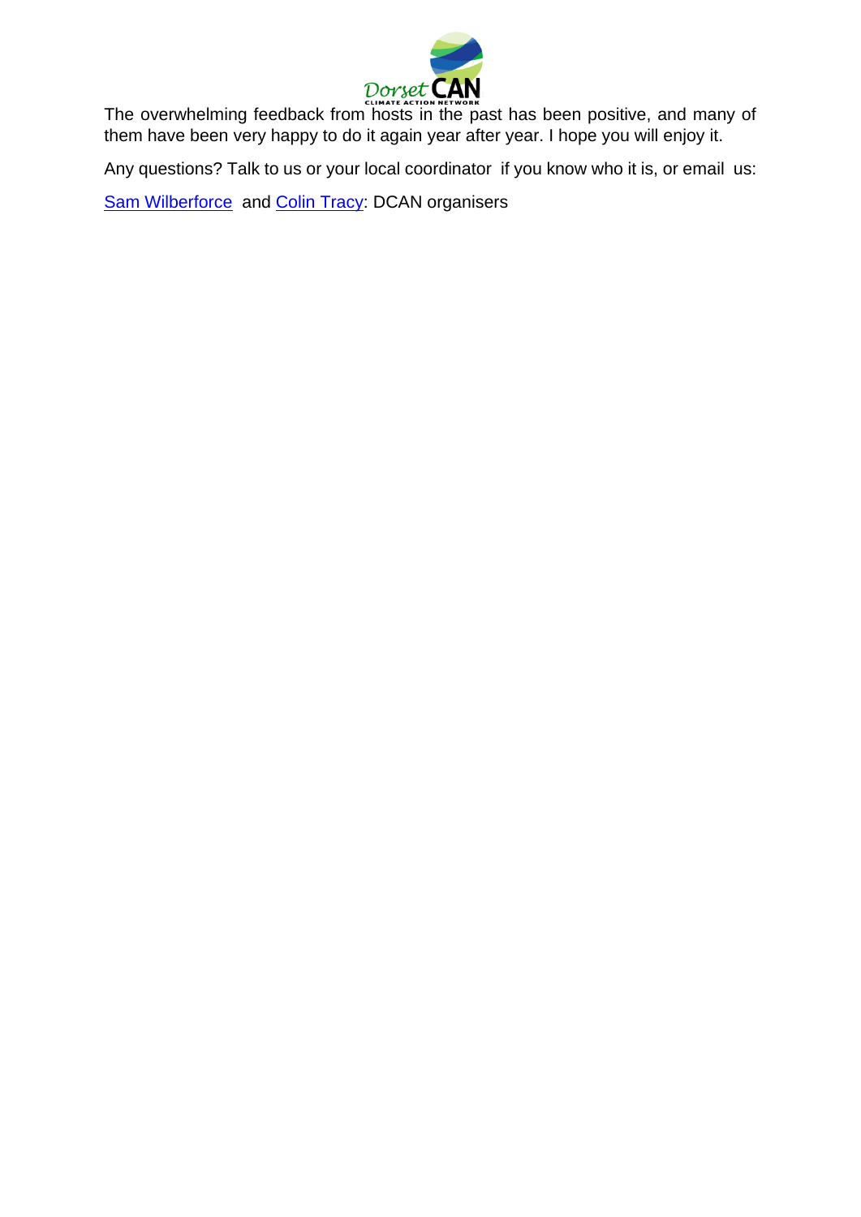The overwhelming feedback from hosts in the past has been positive, and many of them have been very happy to do it again year after year. I hope you will enjoy it.

Any questions? Talk to us or your local coordinator if you know who it is, or email us:

Sam Wilberforce and Colin Tracy: DCAN organisers